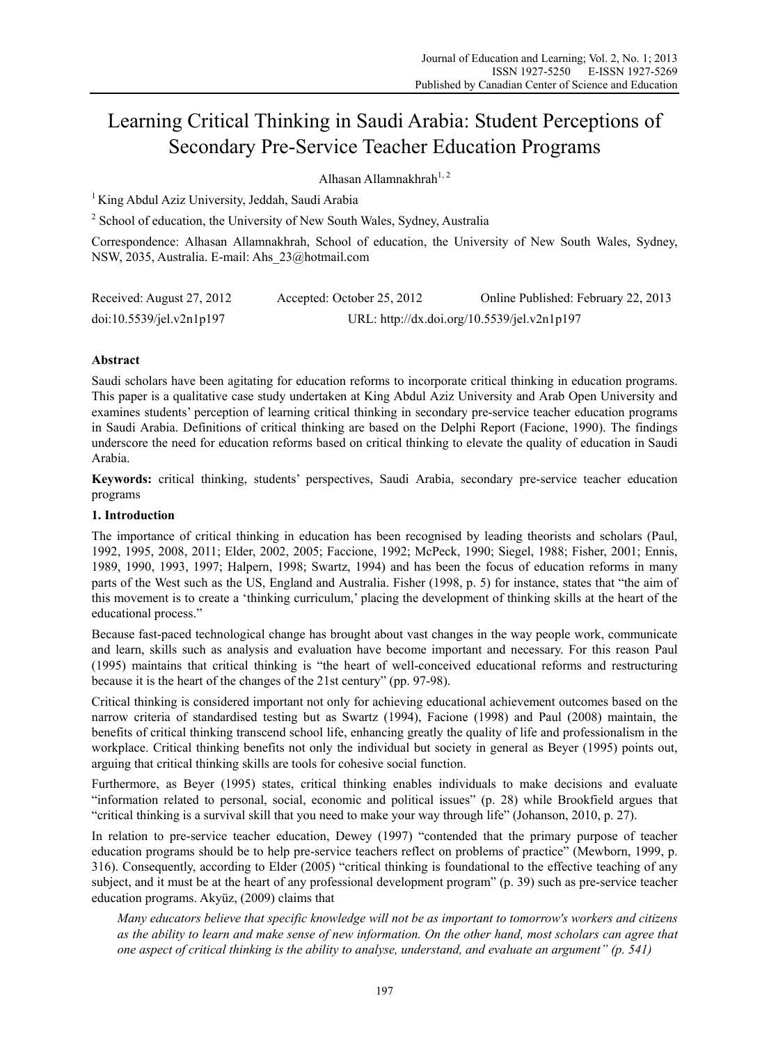# Learning Critical Thinking in Saudi Arabia: Student Perceptions of Secondary Pre-Service Teacher Education Programs

Alhasan Allamnakhrah[1, 2]

[1] King Abdul Aziz University, Jeddah, Saudi Arabia

[2] School of education, the University of New South Wales, Sydney, Australia

Correspondence: Alhasan Allamnakhrah, School of education, the University of New South Wales, Sydney, NSW, 2035, Australia. E-mail: Ahs_23@hotmail.com

Received: August 27, 2012 Accepted: October 25, 2012 Online Published: February 22, 2013

doi:10.5539/jel.v2n1p197 URL: http://dx.doi.org/10.5539/jel.v2n1p197

## Abstract

Saudi scholars have been agitating for education reforms to incorporate critical thinking in education programs. This paper is a qualitative case study undertaken at King Abdul Aziz University and Arab Open University and examines students' perception of learning critical thinking in secondary pre-service teacher education programs in Saudi Arabia. Definitions of critical thinking are based on the Delphi Report (Facione, 1990). The findings underscore the need for education reforms based on critical thinking to elevate the quality of education in Saudi Arabia.

**Keywords:** critical thinking, students' perspectives, Saudi Arabia, secondary pre-service teacher education programs

## 1. Introduction

The importance of critical thinking in education has been recognised by leading theorists and scholars (Paul, 1992, 1995, 2008, 2011; Elder, 2002, 2005; Faccione, 1992; McPeck, 1990; Siegel, 1988; Fisher, 2001; Ennis, 1989, 1990, 1993, 1997; Halpern, 1998; Swartz, 1994) and has been the focus of education reforms in many parts of the West such as the US, England and Australia. Fisher (1998, p. 5) for instance, states that "the aim of this movement is to create a 'thinking curriculum,' placing the development of thinking skills at the heart of the educational process."

Because fast-paced technological change has brought about vast changes in the way people work, communicate and learn, skills such as analysis and evaluation have become important and necessary. For this reason Paul (1995) maintains that critical thinking is "the heart of well-conceived educational reforms and restructuring because it is the heart of the changes of the 21st century" (pp. 97-98).

Critical thinking is considered important not only for achieving educational achievement outcomes based on the narrow criteria of standardised testing but as Swartz (1994), Facione (1998) and Paul (2008) maintain, the benefits of critical thinking transcend school life, enhancing greatly the quality of life and professionalism in the workplace. Critical thinking benefits not only the individual but society in general as Beyer (1995) points out, arguing that critical thinking skills are tools for cohesive social function.

Furthermore, as Beyer (1995) states, critical thinking enables individuals to make decisions and evaluate "information related to personal, social, economic and political issues" (p. 28) while Brookfield argues that "critical thinking is a survival skill that you need to make your way through life" (Johanson, 2010, p. 27).

In relation to pre-service teacher education, Dewey (1997) "contended that the primary purpose of teacher education programs should be to help pre-service teachers reflect on problems of practice" (Mewborn, 1999, p. 316). Consequently, according to Elder (2005) "critical thinking is foundational to the effective teaching of any subject, and it must be at the heart of any professional development program" (p. 39) such as pre-service teacher education programs. Akyüz, (2009) claims that

> *Many educators believe that specific knowledge will not be as important to tomorrow's workers and citizens as the ability to learn and make sense of new information. On the other hand, most scholars can agree that one aspect of critical thinking is the ability to analyse, understand, and evaluate an argument" (p. 541)*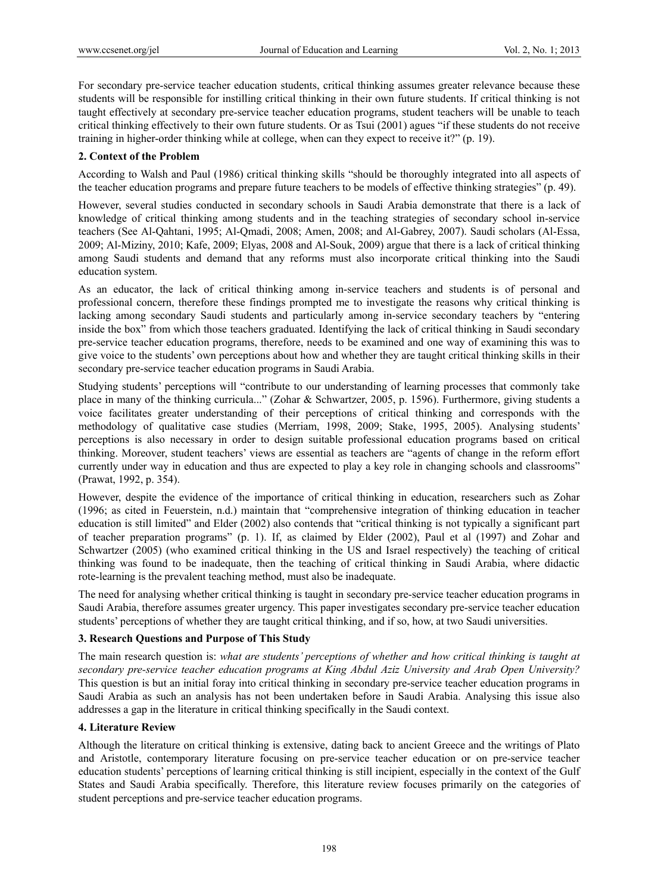For secondary pre-service teacher education students, critical thinking assumes greater relevance because these students will be responsible for instilling critical thinking in their own future students. If critical thinking is not taught effectively at secondary pre-service teacher education programs, student teachers will be unable to teach critical thinking effectively to their own future students. Or as Tsui (2001) agues "if these students do not receive training in higher-order thinking while at college, when can they expect to receive it?" (p. 19).

## 2. Context of the Problem

According to Walsh and Paul (1986) critical thinking skills "should be thoroughly integrated into all aspects of the teacher education programs and prepare future teachers to be models of effective thinking strategies" (p. 49).

However, several studies conducted in secondary schools in Saudi Arabia demonstrate that there is a lack of knowledge of critical thinking among students and in the teaching strategies of secondary school in-service teachers (See Al-Qahtani, 1995; Al-Qmadi, 2008; Amen, 2008; and Al-Gabrey, 2007). Saudi scholars (Al-Essa, 2009; Al-Miziny, 2010; Kafe, 2009; Elyas, 2008 and Al-Souk, 2009) argue that there is a lack of critical thinking among Saudi students and demand that any reforms must also incorporate critical thinking into the Saudi education system.

As an educator, the lack of critical thinking among in-service teachers and students is of personal and professional concern, therefore these findings prompted me to investigate the reasons why critical thinking is lacking among secondary Saudi students and particularly among in-service secondary teachers by "entering inside the box" from which those teachers graduated. Identifying the lack of critical thinking in Saudi secondary pre-service teacher education programs, therefore, needs to be examined and one way of examining this was to give voice to the students' own perceptions about how and whether they are taught critical thinking skills in their secondary pre-service teacher education programs in Saudi Arabia.

Studying students' perceptions will "contribute to our understanding of learning processes that commonly take place in many of the thinking curricula..." (Zohar & Schwartzer, 2005, p. 1596). Furthermore, giving students a voice facilitates greater understanding of their perceptions of critical thinking and corresponds with the methodology of qualitative case studies (Merriam, 1998, 2009; Stake, 1995, 2005). Analysing students' perceptions is also necessary in order to design suitable professional education programs based on critical thinking. Moreover, student teachers' views are essential as teachers are "agents of change in the reform effort currently under way in education and thus are expected to play a key role in changing schools and classrooms" (Prawat, 1992, p. 354).

However, despite the evidence of the importance of critical thinking in education, researchers such as Zohar (1996; as cited in Feuerstein, n.d.) maintain that "comprehensive integration of thinking education in teacher education is still limited" and Elder (2002) also contends that "critical thinking is not typically a significant part of teacher preparation programs" (p. 1). If, as claimed by Elder (2002), Paul et al (1997) and Zohar and Schwartzer (2005) (who examined critical thinking in the US and Israel respectively) the teaching of critical thinking was found to be inadequate, then the teaching of critical thinking in Saudi Arabia, where didactic rote-learning is the prevalent teaching method, must also be inadequate.

The need for analysing whether critical thinking is taught in secondary pre-service teacher education programs in Saudi Arabia, therefore assumes greater urgency. This paper investigates secondary pre-service teacher education students' perceptions of whether they are taught critical thinking, and if so, how, at two Saudi universities.

## 3. Research Questions and Purpose of This Study

The main research question is: *what are students' perceptions of whether and how critical thinking is taught at secondary pre-service teacher education programs at King Abdul Aziz University and Arab Open University?* This question is but an initial foray into critical thinking in secondary pre-service teacher education programs in Saudi Arabia as such an analysis has not been undertaken before in Saudi Arabia. Analysing this issue also addresses a gap in the literature in critical thinking specifically in the Saudi context.

## 4. Literature Review

Although the literature on critical thinking is extensive, dating back to ancient Greece and the writings of Plato and Aristotle, contemporary literature focusing on pre-service teacher education or on pre-service teacher education students' perceptions of learning critical thinking is still incipient, especially in the context of the Gulf States and Saudi Arabia specifically. Therefore, this literature review focuses primarily on the categories of student perceptions and pre-service teacher education programs.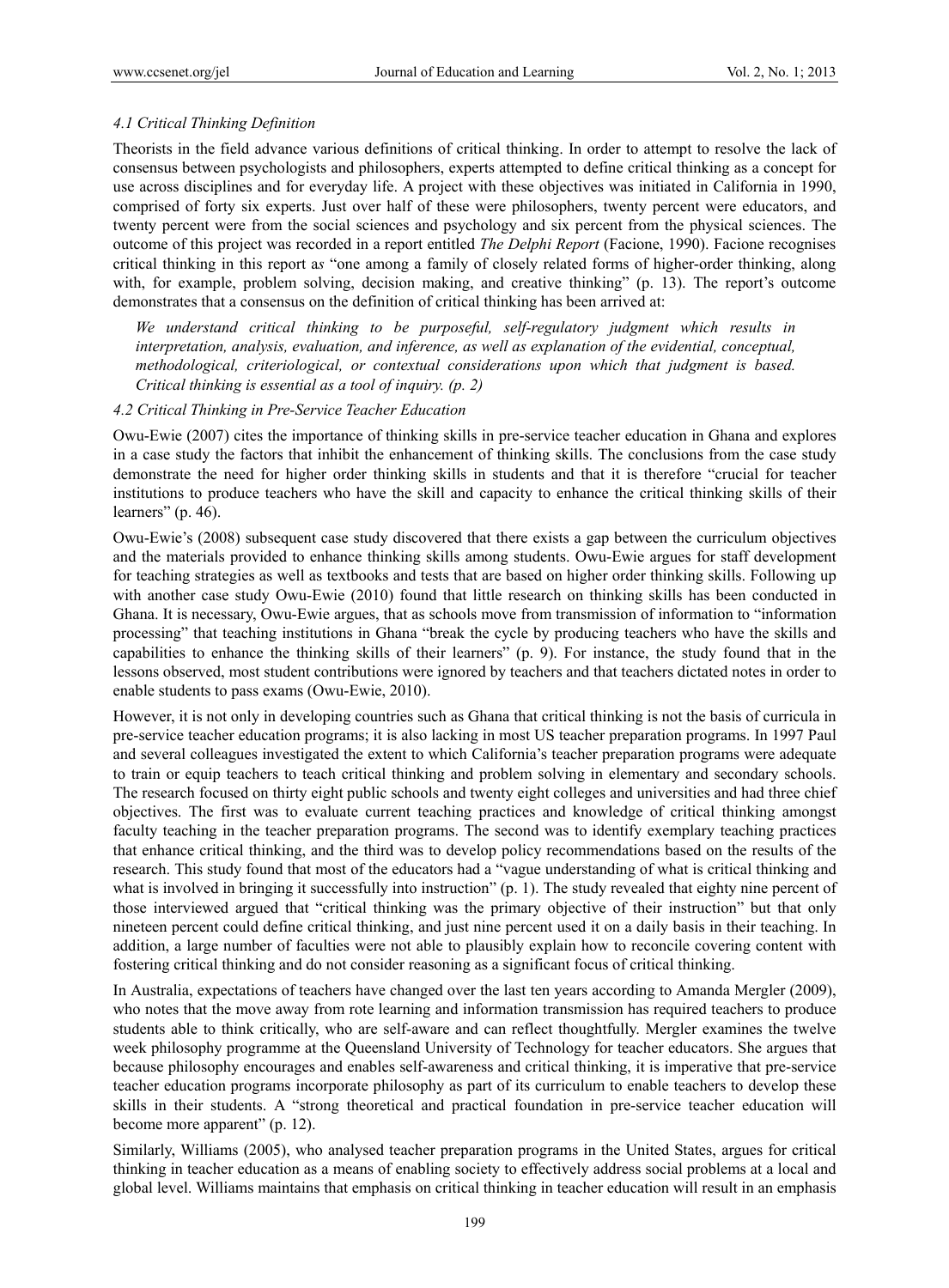### *4.1 Critical Thinking Definition*

Theorists in the field advance various definitions of critical thinking. In order to attempt to resolve the lack of consensus between psychologists and philosophers, experts attempted to define critical thinking as a concept for use across disciplines and for everyday life. A project with these objectives was initiated in California in 1990, comprised of forty six experts. Just over half of these were philosophers, twenty percent were educators, and twenty percent were from the social sciences and psychology and six percent from the physical sciences. The outcome of this project was recorded in a report entitled *The Delphi Report* (Facione, 1990). Facione recognises critical thinking in this report as "one among a family of closely related forms of higher-order thinking, along with, for example, problem solving, decision making, and creative thinking" (p. 13). The report's outcome demonstrates that a consensus on the definition of critical thinking has been arrived at:

> *We understand critical thinking to be purposeful, self-regulatory judgment which results in interpretation, analysis, evaluation, and inference, as well as explanation of the evidential, conceptual, methodological, criteriological, or contextual considerations upon which that judgment is based. Critical thinking is essential as a tool of inquiry. (p. 2)*

### *4.2 Critical Thinking in Pre-Service Teacher Education*

Owu-Ewie (2007) cites the importance of thinking skills in pre-service teacher education in Ghana and explores in a case study the factors that inhibit the enhancement of thinking skills. The conclusions from the case study demonstrate the need for higher order thinking skills in students and that it is therefore "crucial for teacher institutions to produce teachers who have the skill and capacity to enhance the critical thinking skills of their learners" (p. 46).

Owu-Ewie's (2008) subsequent case study discovered that there exists a gap between the curriculum objectives and the materials provided to enhance thinking skills among students. Owu-Ewie argues for staff development for teaching strategies as well as textbooks and tests that are based on higher order thinking skills. Following up with another case study Owu-Ewie (2010) found that little research on thinking skills has been conducted in Ghana. It is necessary, Owu-Ewie argues, that as schools move from transmission of information to "information processing" that teaching institutions in Ghana "break the cycle by producing teachers who have the skills and capabilities to enhance the thinking skills of their learners" (p. 9). For instance, the study found that in the lessons observed, most student contributions were ignored by teachers and that teachers dictated notes in order to enable students to pass exams (Owu-Ewie, 2010).

However, it is not only in developing countries such as Ghana that critical thinking is not the basis of curricula in pre-service teacher education programs; it is also lacking in most US teacher preparation programs. In 1997 Paul and several colleagues investigated the extent to which California's teacher preparation programs were adequate to train or equip teachers to teach critical thinking and problem solving in elementary and secondary schools. The research focused on thirty eight public schools and twenty eight colleges and universities and had three chief objectives. The first was to evaluate current teaching practices and knowledge of critical thinking amongst faculty teaching in the teacher preparation programs. The second was to identify exemplary teaching practices that enhance critical thinking, and the third was to develop policy recommendations based on the results of the research. This study found that most of the educators had a "vague understanding of what is critical thinking and what is involved in bringing it successfully into instruction" (p. 1). The study revealed that eighty nine percent of those interviewed argued that "critical thinking was the primary objective of their instruction" but that only nineteen percent could define critical thinking, and just nine percent used it on a daily basis in their teaching. In addition, a large number of faculties were not able to plausibly explain how to reconcile covering content with fostering critical thinking and do not consider reasoning as a significant focus of critical thinking.

In Australia, expectations of teachers have changed over the last ten years according to Amanda Mergler (2009), who notes that the move away from rote learning and information transmission has required teachers to produce students able to think critically, who are self-aware and can reflect thoughtfully. Mergler examines the twelve week philosophy programme at the Queensland University of Technology for teacher educators. She argues that because philosophy encourages and enables self-awareness and critical thinking, it is imperative that pre-service teacher education programs incorporate philosophy as part of its curriculum to enable teachers to develop these skills in their students. A "strong theoretical and practical foundation in pre-service teacher education will become more apparent" (p. 12).

Similarly, Williams (2005), who analysed teacher preparation programs in the United States, argues for critical thinking in teacher education as a means of enabling society to effectively address social problems at a local and global level. Williams maintains that emphasis on critical thinking in teacher education will result in an emphasis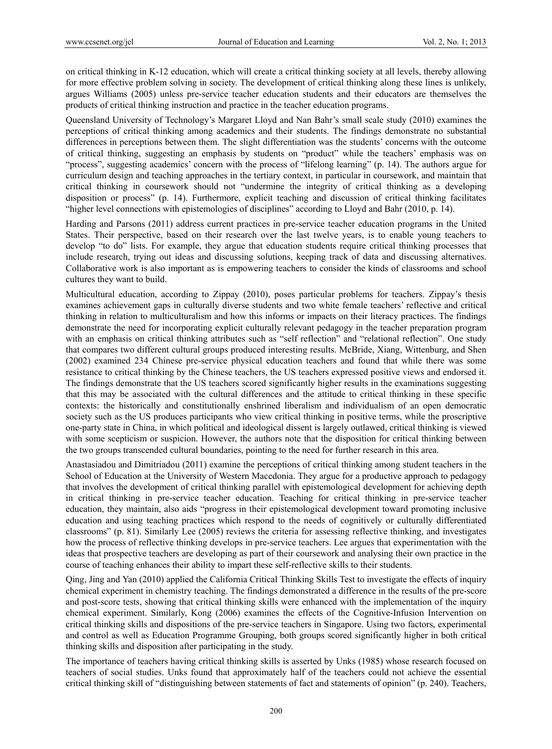on critical thinking in K-12 education, which will create a critical thinking society at all levels, thereby allowing for more effective problem solving in society. The development of critical thinking along these lines is unlikely, argues Williams (2005) unless pre-service teacher education students and their educators are themselves the products of critical thinking instruction and practice in the teacher education programs.

Queensland University of Technology's Margaret Lloyd and Nan Bahr's small scale study (2010) examines the perceptions of critical thinking among academics and their students. The findings demonstrate no substantial differences in perceptions between them. The slight differentiation was the students' concerns with the outcome of critical thinking, suggesting an emphasis by students on "product" while the teachers' emphasis was on "process", suggesting academics' concern with the process of "lifelong learning" (p. 14). The authors argue for curriculum design and teaching approaches in the tertiary context, in particular in coursework, and maintain that critical thinking in coursework should not "undermine the integrity of critical thinking as a developing disposition or process" (p. 14). Furthermore, explicit teaching and discussion of critical thinking facilitates "higher level connections with epistemologies of disciplines" according to Lloyd and Bahr (2010, p. 14).

Harding and Parsons (2011) address current practices in pre-service teacher education programs in the United States. Their perspective, based on their research over the last twelve years, is to enable young teachers to develop "to do" lists. For example, they argue that education students require critical thinking processes that include research, trying out ideas and discussing solutions, keeping track of data and discussing alternatives. Collaborative work is also important as is empowering teachers to consider the kinds of classrooms and school cultures they want to build.

Multicultural education, according to Zippay (2010), poses particular problems for teachers. Zippay's thesis examines achievement gaps in culturally diverse students and two white female teachers' reflective and critical thinking in relation to multiculturalism and how this informs or impacts on their literacy practices. The findings demonstrate the need for incorporating explicit culturally relevant pedagogy in the teacher preparation program with an emphasis on critical thinking attributes such as "self reflection" and "relational reflection". One study that compares two different cultural groups produced interesting results. McBride, Xiang, Wittenburg, and Shen (2002) examined 234 Chinese pre-service physical education teachers and found that while there was some resistance to critical thinking by the Chinese teachers, the US teachers expressed positive views and endorsed it. The findings demonstrate that the US teachers scored significantly higher results in the examinations suggesting that this may be associated with the cultural differences and the attitude to critical thinking in these specific contexts: the historically and constitutionally enshrined liberalism and individualism of an open democratic society such as the US produces participants who view critical thinking in positive terms, while the proscriptive one-party state in China, in which political and ideological dissent is largely outlawed, critical thinking is viewed with some scepticism or suspicion. However, the authors note that the disposition for critical thinking between the two groups transcended cultural boundaries, pointing to the need for further research in this area.

Anastasiadou and Dimitriadou (2011) examine the perceptions of critical thinking among student teachers in the School of Education at the University of Western Macedonia. They argue for a productive approach to pedagogy that involves the development of critical thinking parallel with epistemological development for achieving depth in critical thinking in pre-service teacher education. Teaching for critical thinking in pre-service teacher education, they maintain, also aids "progress in their epistemological development toward promoting inclusive education and using teaching practices which respond to the needs of cognitively or culturally differentiated classrooms" (p. 81). Similarly Lee (2005) reviews the criteria for assessing reflective thinking, and investigates how the process of reflective thinking develops in pre-service teachers. Lee argues that experimentation with the ideas that prospective teachers are developing as part of their coursework and analysing their own practice in the course of teaching enhances their ability to impart these self-reflective skills to their students.

Qing, Jing and Yan (2010) applied the California Critical Thinking Skills Test to investigate the effects of inquiry chemical experiment in chemistry teaching. The findings demonstrated a difference in the results of the pre-score and post-score tests, showing that critical thinking skills were enhanced with the implementation of the inquiry chemical experiment. Similarly, Kong (2006) examines the effects of the Cognitive-Infusion Intervention on critical thinking skills and dispositions of the pre-service teachers in Singapore. Using two factors, experimental and control as well as Education Programme Grouping, both groups scored significantly higher in both critical thinking skills and disposition after participating in the study.

The importance of teachers having critical thinking skills is asserted by Unks (1985) whose research focused on teachers of social studies. Unks found that approximately half of the teachers could not achieve the essential critical thinking skill of "distinguishing between statements of fact and statements of opinion" (p. 240). Teachers,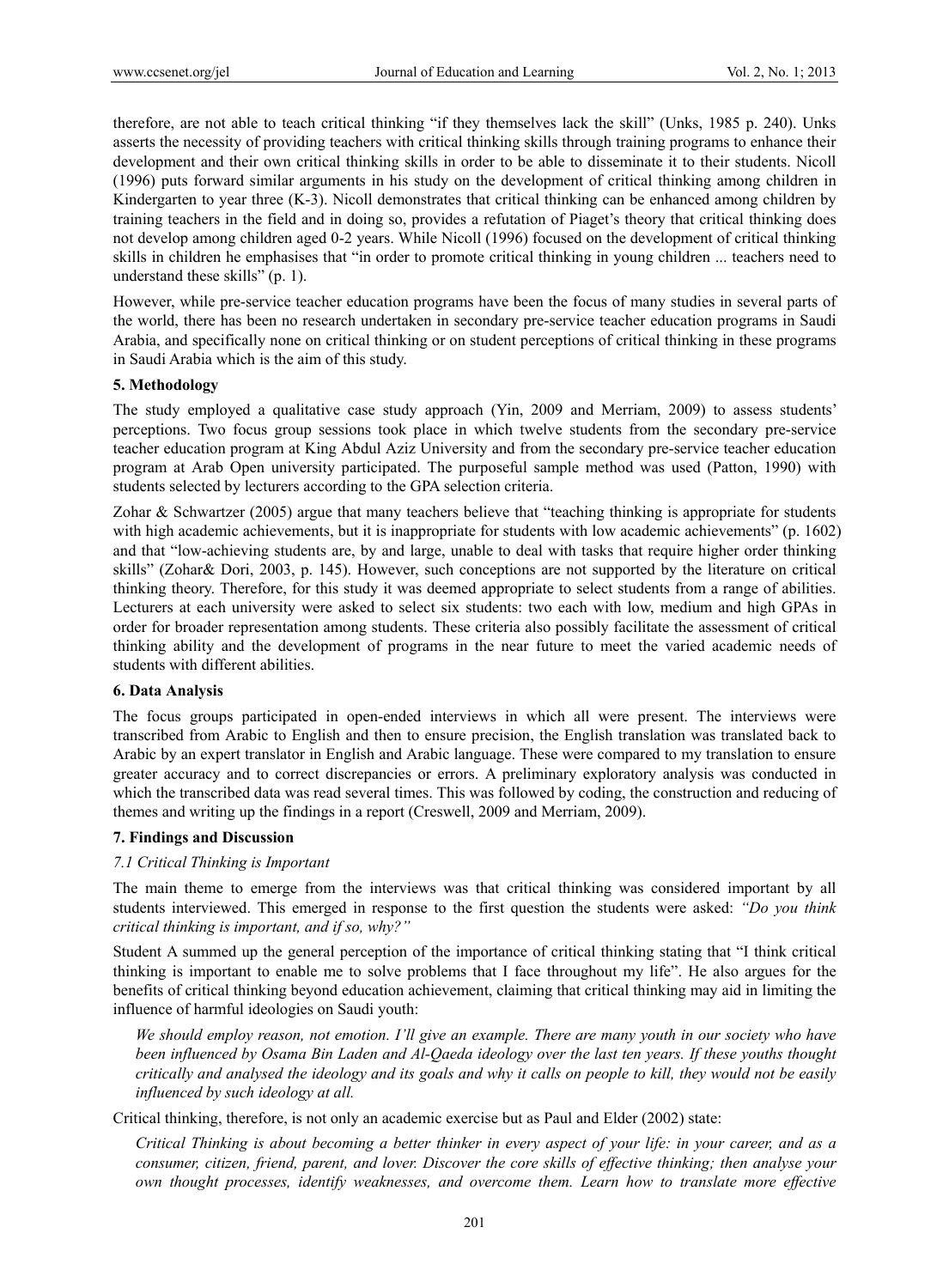therefore, are not able to teach critical thinking "if they themselves lack the skill" (Unks, 1985 p. 240). Unks asserts the necessity of providing teachers with critical thinking skills through training programs to enhance their development and their own critical thinking skills in order to be able to disseminate it to their students. Nicoll (1996) puts forward similar arguments in his study on the development of critical thinking among children in Kindergarten to year three (K-3). Nicoll demonstrates that critical thinking can be enhanced among children by training teachers in the field and in doing so, provides a refutation of Piaget's theory that critical thinking does not develop among children aged 0-2 years. While Nicoll (1996) focused on the development of critical thinking skills in children he emphasises that "in order to promote critical thinking in young children ... teachers need to understand these skills" (p. 1).

However, while pre-service teacher education programs have been the focus of many studies in several parts of the world, there has been no research undertaken in secondary pre-service teacher education programs in Saudi Arabia, and specifically none on critical thinking or on student perceptions of critical thinking in these programs in Saudi Arabia which is the aim of this study.

## 5. Methodology

The study employed a qualitative case study approach (Yin, 2009 and Merriam, 2009) to assess students' perceptions. Two focus group sessions took place in which twelve students from the secondary pre-service teacher education program at King Abdul Aziz University and from the secondary pre-service teacher education program at Arab Open university participated. The purposeful sample method was used (Patton, 1990) with students selected by lecturers according to the GPA selection criteria.

Zohar & Schwartzer (2005) argue that many teachers believe that "teaching thinking is appropriate for students with high academic achievements, but it is inappropriate for students with low academic achievements" (p. 1602) and that "low-achieving students are, by and large, unable to deal with tasks that require higher order thinking skills" (Zohar& Dori, 2003, p. 145). However, such conceptions are not supported by the literature on critical thinking theory. Therefore, for this study it was deemed appropriate to select students from a range of abilities. Lecturers at each university were asked to select six students: two each with low, medium and high GPAs in order for broader representation among students. These criteria also possibly facilitate the assessment of critical thinking ability and the development of programs in the near future to meet the varied academic needs of students with different abilities.

## 6. Data Analysis

The focus groups participated in open-ended interviews in which all were present. The interviews were transcribed from Arabic to English and then to ensure precision, the English translation was translated back to Arabic by an expert translator in English and Arabic language. These were compared to my translation to ensure greater accuracy and to correct discrepancies or errors. A preliminary exploratory analysis was conducted in which the transcribed data was read several times. This was followed by coding, the construction and reducing of themes and writing up the findings in a report (Creswell, 2009 and Merriam, 2009).

## 7. Findings and Discussion

### 7.1 Critical Thinking is Important

The main theme to emerge from the interviews was that critical thinking was considered important by all students interviewed. This emerged in response to the first question the students were asked: *"Do you think critical thinking is important, and if so, why?"*

Student A summed up the general perception of the importance of critical thinking stating that "I think critical thinking is important to enable me to solve problems that I face throughout my life". He also argues for the benefits of critical thinking beyond education achievement, claiming that critical thinking may aid in limiting the influence of harmful ideologies on Saudi youth:

> *We should employ reason, not emotion. I'll give an example. There are many youth in our society who have been influenced by Osama Bin Laden and Al-Qaeda ideology over the last ten years. If these youths thought critically and analysed the ideology and its goals and why it calls on people to kill, they would not be easily influenced by such ideology at all.*

Critical thinking, therefore, is not only an academic exercise but as Paul and Elder (2002) state:

> *Critical Thinking is about becoming a better thinker in every aspect of your life: in your career, and as a consumer, citizen, friend, parent, and lover. Discover the core skills of effective thinking; then analyse your own thought processes, identify weaknesses, and overcome them. Learn how to translate more effective*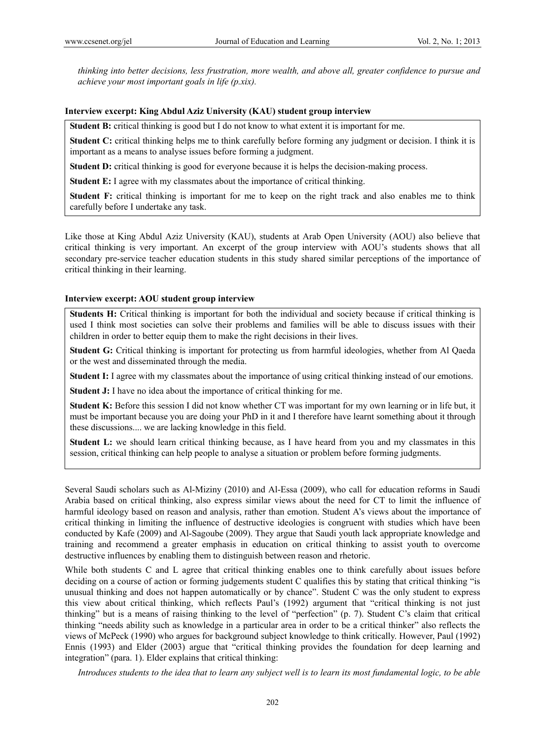*thinking into better decisions, less frustration, more wealth, and above all, greater confidence to pursue and achieve your most important goals in life (p.xix).*

**Interview excerpt: King Abdul Aziz University (KAU) student group interview**

**Student B:** critical thinking is good but I do not know to what extent it is important for me.

**Student C:** critical thinking helps me to think carefully before forming any judgment or decision. I think it is important as a means to analyse issues before forming a judgment.

**Student D:** critical thinking is good for everyone because it is helps the decision-making process.

**Student E:** I agree with my classmates about the importance of critical thinking.

**Student F:** critical thinking is important for me to keep on the right track and also enables me to think carefully before I undertake any task.

Like those at King Abdul Aziz University (KAU), students at Arab Open University (AOU) also believe that critical thinking is very important. An excerpt of the group interview with AOU's students shows that all secondary pre-service teacher education students in this study shared similar perceptions of the importance of critical thinking in their learning.

**Interview excerpt: AOU student group interview**

**Students H:** Critical thinking is important for both the individual and society because if critical thinking is used I think most societies can solve their problems and families will be able to discuss issues with their children in order to better equip them to make the right decisions in their lives.

**Student G:** Critical thinking is important for protecting us from harmful ideologies, whether from Al Qaeda or the west and disseminated through the media.

**Student I:** I agree with my classmates about the importance of using critical thinking instead of our emotions.

**Student J:** I have no idea about the importance of critical thinking for me.

**Student K:** Before this session I did not know whether CT was important for my own learning or in life but, it must be important because you are doing your PhD in it and I therefore have learnt something about it through these discussions.... we are lacking knowledge in this field.

**Student L:** we should learn critical thinking because, as I have heard from you and my classmates in this session, critical thinking can help people to analyse a situation or problem before forming judgments.

Several Saudi scholars such as Al-Miziny (2010) and Al-Essa (2009), who call for education reforms in Saudi Arabia based on critical thinking, also express similar views about the need for CT to limit the influence of harmful ideology based on reason and analysis, rather than emotion. Student A's views about the importance of critical thinking in limiting the influence of destructive ideologies is congruent with studies which have been conducted by Kafe (2009) and Al-Sagoube (2009). They argue that Saudi youth lack appropriate knowledge and training and recommend a greater emphasis in education on critical thinking to assist youth to overcome destructive influences by enabling them to distinguish between reason and rhetoric.

While both students C and L agree that critical thinking enables one to think carefully about issues before deciding on a course of action or forming judgements student C qualifies this by stating that critical thinking "is unusual thinking and does not happen automatically or by chance". Student C was the only student to express this view about critical thinking, which reflects Paul's (1992) argument that "critical thinking is not just thinking" but is a means of raising thinking to the level of "perfection" (p. 7). Student C's claim that critical thinking "needs ability such as knowledge in a particular area in order to be a critical thinker" also reflects the views of McPeck (1990) who argues for background subject knowledge to think critically. However, Paul (1992) Ennis (1993) and Elder (2003) argue that "critical thinking provides the foundation for deep learning and integration" (para. 1). Elder explains that critical thinking:

*Introduces students to the idea that to learn any subject well is to learn its most fundamental logic, to be able*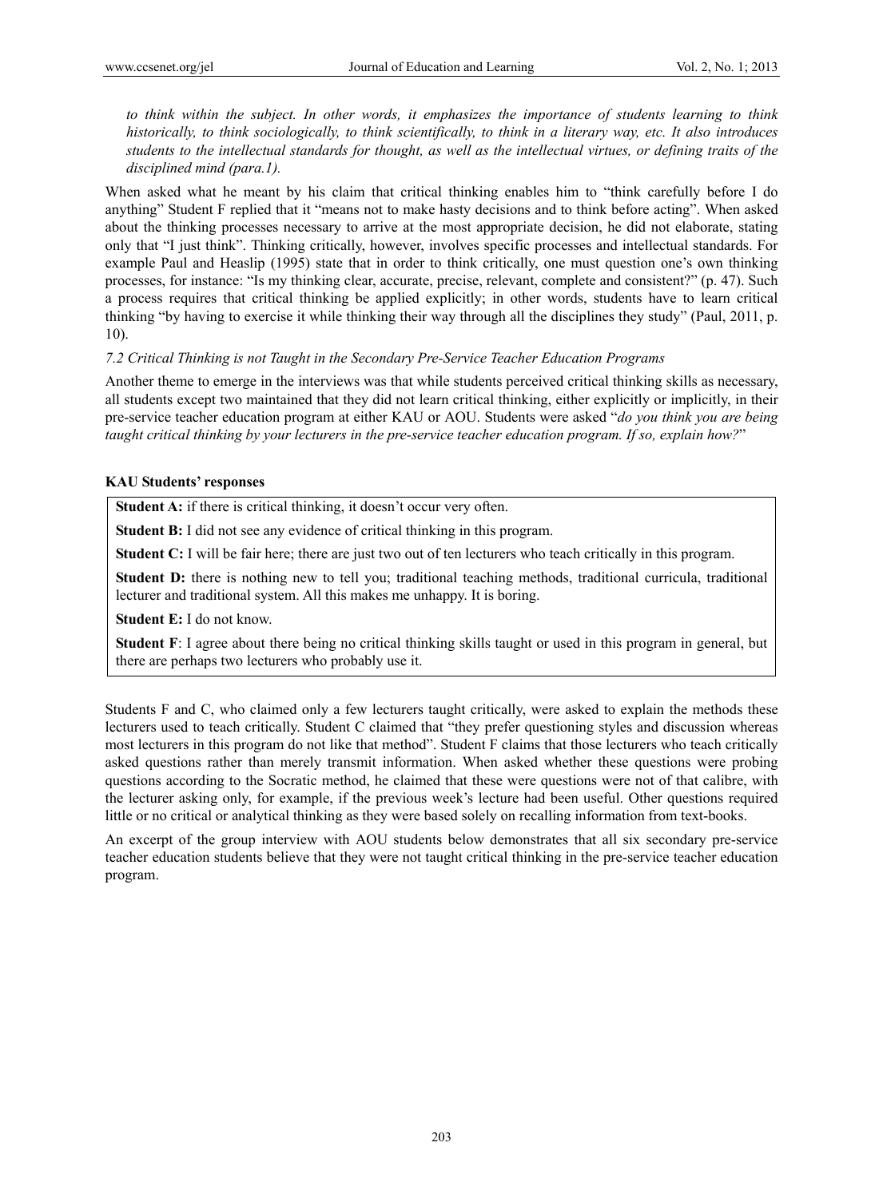*to think within the subject. In other words, it emphasizes the importance of students learning to think historically, to think sociologically, to think scientifically, to think in a literary way, etc. It also introduces students to the intellectual standards for thought, as well as the intellectual virtues, or defining traits of the disciplined mind (para.1).*

When asked what he meant by his claim that critical thinking enables him to "think carefully before I do anything" Student F replied that it "means not to make hasty decisions and to think before acting". When asked about the thinking processes necessary to arrive at the most appropriate decision, he did not elaborate, stating only that "I just think". Thinking critically, however, involves specific processes and intellectual standards. For example Paul and Heaslip (1995) state that in order to think critically, one must question one's own thinking processes, for instance: "Is my thinking clear, accurate, precise, relevant, complete and consistent?" (p. 47). Such a process requires that critical thinking be applied explicitly; in other words, students have to learn critical thinking "by having to exercise it while thinking their way through all the disciplines they study" (Paul, 2011, p. 10).

### *7.2 Critical Thinking is not Taught in the Secondary Pre-Service Teacher Education Programs*

Another theme to emerge in the interviews was that while students perceived critical thinking skills as necessary, all students except two maintained that they did not learn critical thinking, either explicitly or implicitly, in their pre-service teacher education program at either KAU or AOU. Students were asked "*do you think you are being taught critical thinking by your lecturers in the pre-service teacher education program. If so, explain how?*"

**KAU Students' responses**

**Student A:** if there is critical thinking, it doesn't occur very often.

**Student B:** I did not see any evidence of critical thinking in this program.

**Student C:** I will be fair here; there are just two out of ten lecturers who teach critically in this program.

**Student D:** there is nothing new to tell you; traditional teaching methods, traditional curricula, traditional lecturer and traditional system. All this makes me unhappy. It is boring.

**Student E:** I do not know.

**Student F**: I agree about there being no critical thinking skills taught or used in this program in general, but there are perhaps two lecturers who probably use it.

Students F and C, who claimed only a few lecturers taught critically, were asked to explain the methods these lecturers used to teach critically. Student C claimed that "they prefer questioning styles and discussion whereas most lecturers in this program do not like that method". Student F claims that those lecturers who teach critically asked questions rather than merely transmit information. When asked whether these questions were probing questions according to the Socratic method, he claimed that these were questions were not of that calibre, with the lecturer asking only, for example, if the previous week's lecture had been useful. Other questions required little or no critical or analytical thinking as they were based solely on recalling information from text-books.

An excerpt of the group interview with AOU students below demonstrates that all six secondary pre-service teacher education students believe that they were not taught critical thinking in the pre-service teacher education program.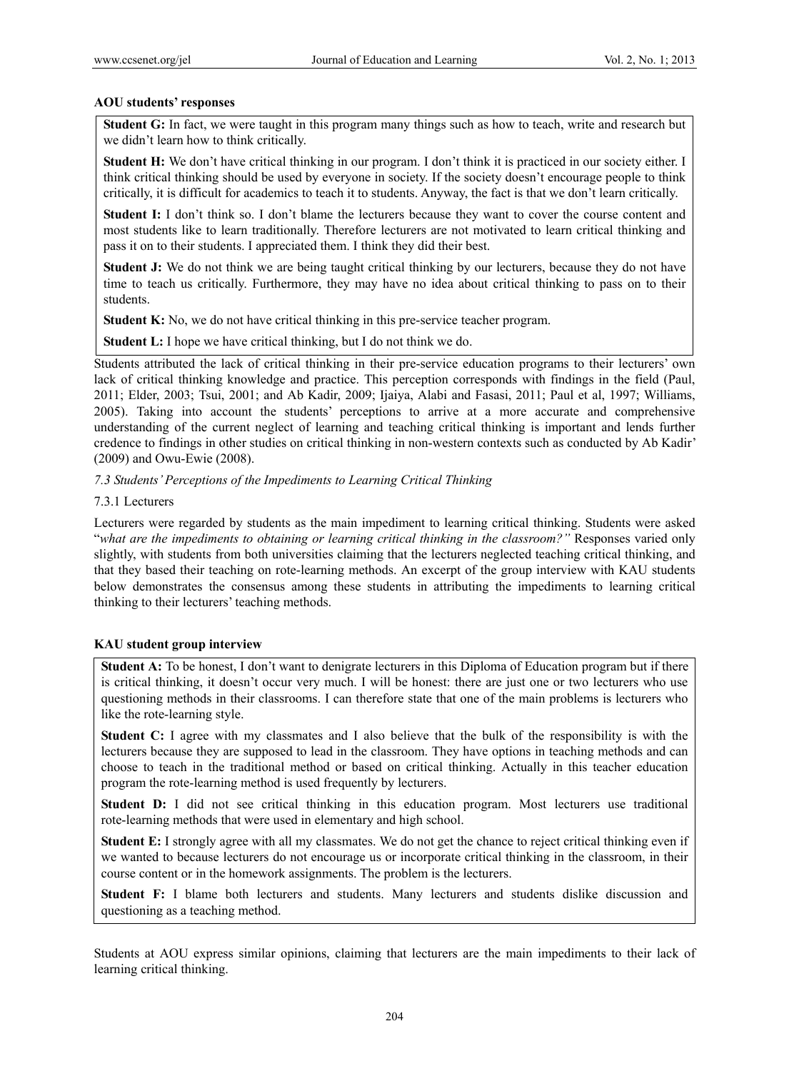**AOU students' responses**

**Student G:** In fact, we were taught in this program many things such as how to teach, write and research but we didn't learn how to think critically.

**Student H:** We don't have critical thinking in our program. I don't think it is practiced in our society either. I think critical thinking should be used by everyone in society. If the society doesn't encourage people to think critically, it is difficult for academics to teach it to students. Anyway, the fact is that we don't learn critically.

**Student I:** I don't think so. I don't blame the lecturers because they want to cover the course content and most students like to learn traditionally. Therefore lecturers are not motivated to learn critical thinking and pass it on to their students. I appreciated them. I think they did their best.

**Student J:** We do not think we are being taught critical thinking by our lecturers, because they do not have time to teach us critically. Furthermore, they may have no idea about critical thinking to pass on to their students.

**Student K:** No, we do not have critical thinking in this pre-service teacher program.

**Student L:** I hope we have critical thinking, but I do not think we do.

Students attributed the lack of critical thinking in their pre-service education programs to their lecturers' own lack of critical thinking knowledge and practice. This perception corresponds with findings in the field (Paul, 2011; Elder, 2003; Tsui, 2001; and Ab Kadir, 2009; Ijaiya, Alabi and Fasasi, 2011; Paul et al, 1997; Williams, 2005). Taking into account the students' perceptions to arrive at a more accurate and comprehensive understanding of the current neglect of learning and teaching critical thinking is important and lends further credence to findings in other studies on critical thinking in non-western contexts such as conducted by Ab Kadir' (2009) and Owu-Ewie (2008).

### *7.3 Students' Perceptions of the Impediments to Learning Critical Thinking*

#### 7.3.1 Lecturers

Lecturers were regarded by students as the main impediment to learning critical thinking. Students were asked "*what are the impediments to obtaining or learning critical thinking in the classroom?"* Responses varied only slightly, with students from both universities claiming that the lecturers neglected teaching critical thinking, and that they based their teaching on rote-learning methods. An excerpt of the group interview with KAU students below demonstrates the consensus among these students in attributing the impediments to learning critical thinking to their lecturers' teaching methods.

**KAU student group interview**

**Student A:** To be honest, I don't want to denigrate lecturers in this Diploma of Education program but if there is critical thinking, it doesn't occur very much. I will be honest: there are just one or two lecturers who use questioning methods in their classrooms. I can therefore state that one of the main problems is lecturers who like the rote-learning style.

**Student C:** I agree with my classmates and I also believe that the bulk of the responsibility is with the lecturers because they are supposed to lead in the classroom. They have options in teaching methods and can choose to teach in the traditional method or based on critical thinking. Actually in this teacher education program the rote-learning method is used frequently by lecturers.

**Student D:** I did not see critical thinking in this education program. Most lecturers use traditional rote-learning methods that were used in elementary and high school.

**Student E:** I strongly agree with all my classmates. We do not get the chance to reject critical thinking even if we wanted to because lecturers do not encourage us or incorporate critical thinking in the classroom, in their course content or in the homework assignments. The problem is the lecturers.

**Student F:** I blame both lecturers and students. Many lecturers and students dislike discussion and questioning as a teaching method.

Students at AOU express similar opinions, claiming that lecturers are the main impediments to their lack of learning critical thinking.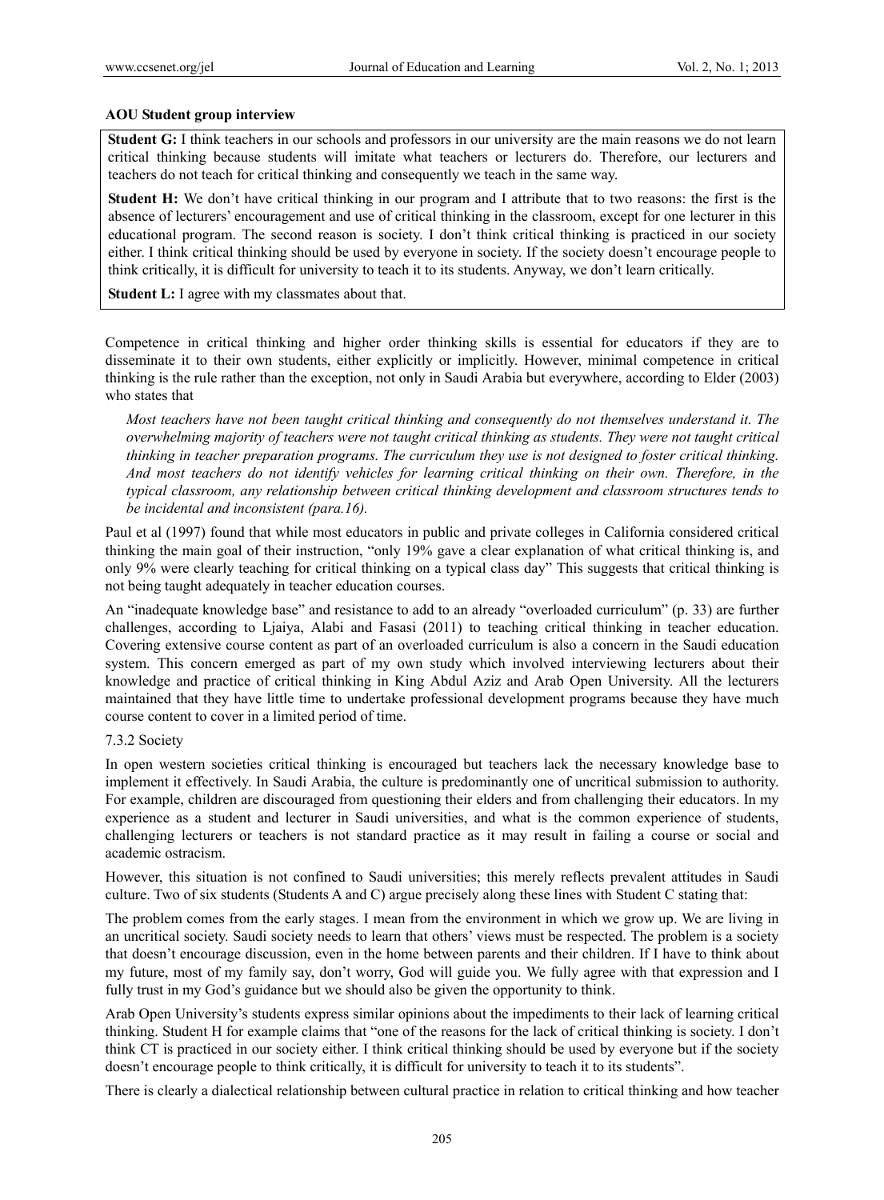**AOU Student group interview**

> **Student G:** I think teachers in our schools and professors in our university are the main reasons we do not learn critical thinking because students will imitate what teachers or lecturers do. Therefore, our lecturers and teachers do not teach for critical thinking and consequently we teach in the same way.
>
> **Student H:** We don't have critical thinking in our program and I attribute that to two reasons: the first is the absence of lecturers' encouragement and use of critical thinking in the classroom, except for one lecturer in this educational program. The second reason is society. I don't think critical thinking is practiced in our society either. I think critical thinking should be used by everyone in society. If the society doesn't encourage people to think critically, it is difficult for university to teach it to its students. Anyway, we don't learn critically.
>
> **Student L:** I agree with my classmates about that.

Competence in critical thinking and higher order thinking skills is essential for educators if they are to disseminate it to their own students, either explicitly or implicitly. However, minimal competence in critical thinking is the rule rather than the exception, not only in Saudi Arabia but everywhere, according to Elder (2003) who states that

> *Most teachers have not been taught critical thinking and consequently do not themselves understand it. The overwhelming majority of teachers were not taught critical thinking as students. They were not taught critical thinking in teacher preparation programs. The curriculum they use is not designed to foster critical thinking. And most teachers do not identify vehicles for learning critical thinking on their own. Therefore, in the typical classroom, any relationship between critical thinking development and classroom structures tends to be incidental and inconsistent (para.16).*

Paul et al (1997) found that while most educators in public and private colleges in California considered critical thinking the main goal of their instruction, "only 19% gave a clear explanation of what critical thinking is, and only 9% were clearly teaching for critical thinking on a typical class day" This suggests that critical thinking is not being taught adequately in teacher education courses.

An "inadequate knowledge base" and resistance to add to an already "overloaded curriculum" (p. 33) are further challenges, according to Ljaiya, Alabi and Fasasi (2011) to teaching critical thinking in teacher education. Covering extensive course content as part of an overloaded curriculum is also a concern in the Saudi education system. This concern emerged as part of my own study which involved interviewing lecturers about their knowledge and practice of critical thinking in King Abdul Aziz and Arab Open University. All the lecturers maintained that they have little time to undertake professional development programs because they have much course content to cover in a limited period of time.

### 7.3.2 Society

In open western societies critical thinking is encouraged but teachers lack the necessary knowledge base to implement it effectively. In Saudi Arabia, the culture is predominantly one of uncritical submission to authority. For example, children are discouraged from questioning their elders and from challenging their educators. In my experience as a student and lecturer in Saudi universities, and what is the common experience of students, challenging lecturers or teachers is not standard practice as it may result in failing a course or social and academic ostracism.

However, this situation is not confined to Saudi universities; this merely reflects prevalent attitudes in Saudi culture. Two of six students (Students A and C) argue precisely along these lines with Student C stating that:

The problem comes from the early stages. I mean from the environment in which we grow up. We are living in an uncritical society. Saudi society needs to learn that others' views must be respected. The problem is a society that doesn't encourage discussion, even in the home between parents and their children. If I have to think about my future, most of my family say, don't worry, God will guide you. We fully agree with that expression and I fully trust in my God's guidance but we should also be given the opportunity to think.

Arab Open University's students express similar opinions about the impediments to their lack of learning critical thinking. Student H for example claims that "one of the reasons for the lack of critical thinking is society. I don't think CT is practiced in our society either. I think critical thinking should be used by everyone but if the society doesn't encourage people to think critically, it is difficult for university to teach it to its students".

There is clearly a dialectical relationship between cultural practice in relation to critical thinking and how teacher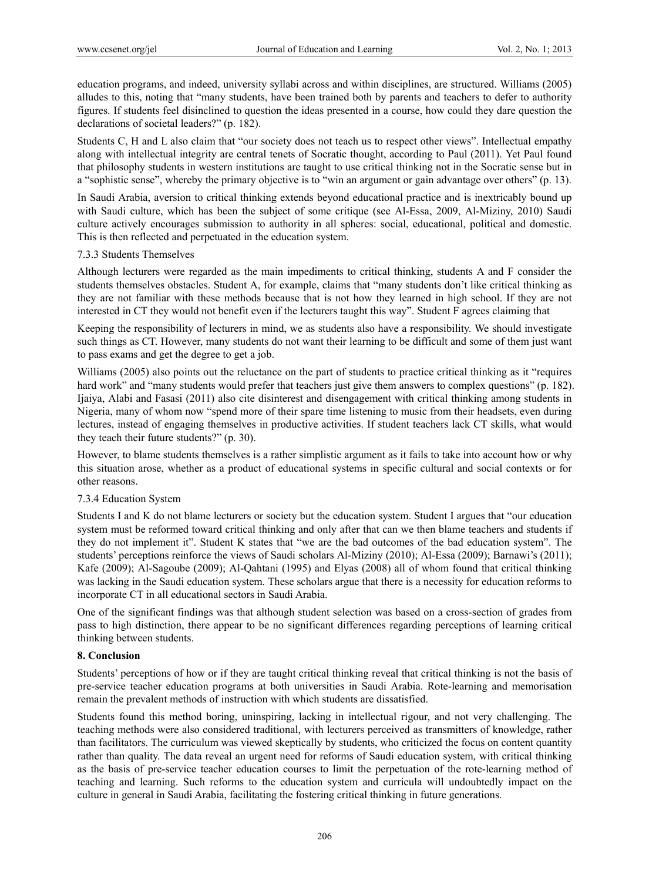education programs, and indeed, university syllabi across and within disciplines, are structured. Williams (2005) alludes to this, noting that "many students, have been trained both by parents and teachers to defer to authority figures. If students feel disinclined to question the ideas presented in a course, how could they dare question the declarations of societal leaders?" (p. 182).

Students C, H and L also claim that "our society does not teach us to respect other views". Intellectual empathy along with intellectual integrity are central tenets of Socratic thought, according to Paul (2011). Yet Paul found that philosophy students in western institutions are taught to use critical thinking not in the Socratic sense but in a "sophistic sense", whereby the primary objective is to "win an argument or gain advantage over others" (p. 13).

In Saudi Arabia, aversion to critical thinking extends beyond educational practice and is inextricably bound up with Saudi culture, which has been the subject of some critique (see Al-Essa, 2009, Al-Miziny, 2010) Saudi culture actively encourages submission to authority in all spheres: social, educational, political and domestic. This is then reflected and perpetuated in the education system.

### 7.3.3 Students Themselves

Although lecturers were regarded as the main impediments to critical thinking, students A and F consider the students themselves obstacles. Student A, for example, claims that "many students don't like critical thinking as they are not familiar with these methods because that is not how they learned in high school. If they are not interested in CT they would not benefit even if the lecturers taught this way". Student F agrees claiming that

Keeping the responsibility of lecturers in mind, we as students also have a responsibility. We should investigate such things as CT. However, many students do not want their learning to be difficult and some of them just want to pass exams and get the degree to get a job.

Williams (2005) also points out the reluctance on the part of students to practice critical thinking as it "requires hard work" and "many students would prefer that teachers just give them answers to complex questions" (p. 182). Ijaiya, Alabi and Fasasi (2011) also cite disinterest and disengagement with critical thinking among students in Nigeria, many of whom now "spend more of their spare time listening to music from their headsets, even during lectures, instead of engaging themselves in productive activities. If student teachers lack CT skills, what would they teach their future students?" (p. 30).

However, to blame students themselves is a rather simplistic argument as it fails to take into account how or why this situation arose, whether as a product of educational systems in specific cultural and social contexts or for other reasons.

### 7.3.4 Education System

Students I and K do not blame lecturers or society but the education system. Student I argues that "our education system must be reformed toward critical thinking and only after that can we then blame teachers and students if they do not implement it". Student K states that "we are the bad outcomes of the bad education system". The students' perceptions reinforce the views of Saudi scholars Al-Miziny (2010); Al-Essa (2009); Barnawi's (2011); Kafe (2009); Al-Sagoube (2009); Al-Qahtani (1995) and Elyas (2008) all of whom found that critical thinking was lacking in the Saudi education system. These scholars argue that there is a necessity for education reforms to incorporate CT in all educational sectors in Saudi Arabia.

One of the significant findings was that although student selection was based on a cross-section of grades from pass to high distinction, there appear to be no significant differences regarding perceptions of learning critical thinking between students.

## 8. Conclusion

Students' perceptions of how or if they are taught critical thinking reveal that critical thinking is not the basis of pre-service teacher education programs at both universities in Saudi Arabia. Rote-learning and memorisation remain the prevalent methods of instruction with which students are dissatisfied.

Students found this method boring, uninspiring, lacking in intellectual rigour, and not very challenging. The teaching methods were also considered traditional, with lecturers perceived as transmitters of knowledge, rather than facilitators. The curriculum was viewed skeptically by students, who criticized the focus on content quantity rather than quality. The data reveal an urgent need for reforms of Saudi education system, with critical thinking as the basis of pre-service teacher education courses to limit the perpetuation of the rote-learning method of teaching and learning. Such reforms to the education system and curricula will undoubtedly impact on the culture in general in Saudi Arabia, facilitating the fostering critical thinking in future generations.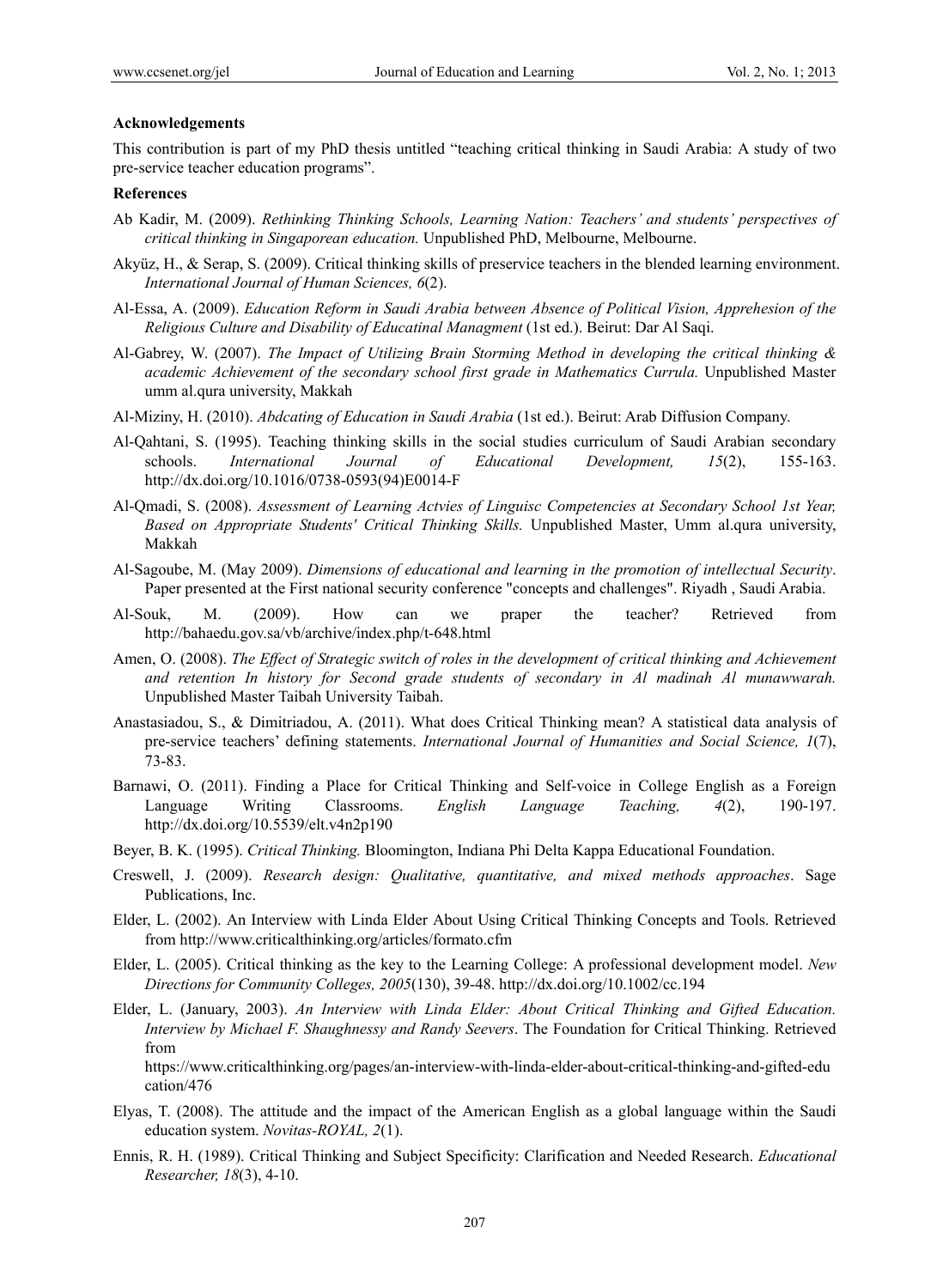### Acknowledgements

This contribution is part of my PhD thesis untitled "teaching critical thinking in Saudi Arabia: A study of two pre-service teacher education programs".

### References

Ab Kadir, M. (2009). *Rethinking Thinking Schools, Learning Nation: Teachers' and students' perspectives of critical thinking in Singaporean education.* Unpublished PhD, Melbourne, Melbourne.

Akyüz, H., & Serap, S. (2009). Critical thinking skills of preservice teachers in the blended learning environment. *International Journal of Human Sciences, 6*(2).

Al-Essa, A. (2009). *Education Reform in Saudi Arabia between Absence of Political Vision, Apprehesion of the Religious Culture and Disability of Educatinal Managment* (1st ed.). Beirut: Dar Al Saqi.

Al-Gabrey, W. (2007). *The Impact of Utilizing Brain Storming Method in developing the critical thinking & academic Achievement of the secondary school first grade in Mathematics Currula.* Unpublished Master umm al.qura university, Makkah

Al-Miziny, H. (2010). *Abdcating of Education in Saudi Arabia* (1st ed.). Beirut: Arab Diffusion Company.

Al-Qahtani, S. (1995). Teaching thinking skills in the social studies curriculum of Saudi Arabian secondary schools. *International Journal of Educational Development, 15*(2), 155-163. http://dx.doi.org/10.1016/0738-0593(94)E0014-F

Al-Qmadi, S. (2008). *Assessment of Learning Actvies of Linguisc Competencies at Secondary School 1st Year, Based on Appropriate Students' Critical Thinking Skills.* Unpublished Master, Umm al.qura university, Makkah

Al-Sagoube, M. (May 2009). *Dimensions of educational and learning in the promotion of intellectual Security*. Paper presented at the First national security conference "concepts and challenges". Riyadh , Saudi Arabia.

Al-Souk, M. (2009). How can we praper the teacher? Retrieved from http://bahaedu.gov.sa/vb/archive/index.php/t-648.html

Amen, O. (2008). *The Effect of Strategic switch of roles in the development of critical thinking and Achievement and retention In history for Second grade students of secondary in Al madinah Al munawwarah.* Unpublished Master Taibah University Taibah.

Anastasiadou, S., & Dimitriadou, A. (2011). What does Critical Thinking mean? A statistical data analysis of pre-service teachers' defining statements. *International Journal of Humanities and Social Science, 1*(7), 73-83.

Barnawi, O. (2011). Finding a Place for Critical Thinking and Self-voice in College English as a Foreign Language Writing Classrooms. *English Language Teaching, 4*(2), 190-197. http://dx.doi.org/10.5539/elt.v4n2p190

Beyer, B. K. (1995). *Critical Thinking.* Bloomington, Indiana Phi Delta Kappa Educational Foundation.

Creswell, J. (2009). *Research design: Qualitative, quantitative, and mixed methods approaches*. Sage Publications, Inc.

Elder, L. (2002). An Interview with Linda Elder About Using Critical Thinking Concepts and Tools. Retrieved from http://www.criticalthinking.org/articles/formato.cfm

Elder, L. (2005). Critical thinking as the key to the Learning College: A professional development model. *New Directions for Community Colleges, 2005*(130), 39-48. http://dx.doi.org/10.1002/cc.194

Elder, L. (January, 2003). *An Interview with Linda Elder: About Critical Thinking and Gifted Education. Interview by Michael F. Shaughnessy and Randy Seevers*. The Foundation for Critical Thinking. Retrieved from https://www.criticalthinking.org/pages/an-interview-with-linda-elder-about-critical-thinking-and-gifted-education/476

Elyas, T. (2008). The attitude and the impact of the American English as a global language within the Saudi education system. *Novitas-ROYAL, 2*(1).

Ennis, R. H. (1989). Critical Thinking and Subject Specificity: Clarification and Needed Research. *Educational Researcher, 18*(3), 4-10.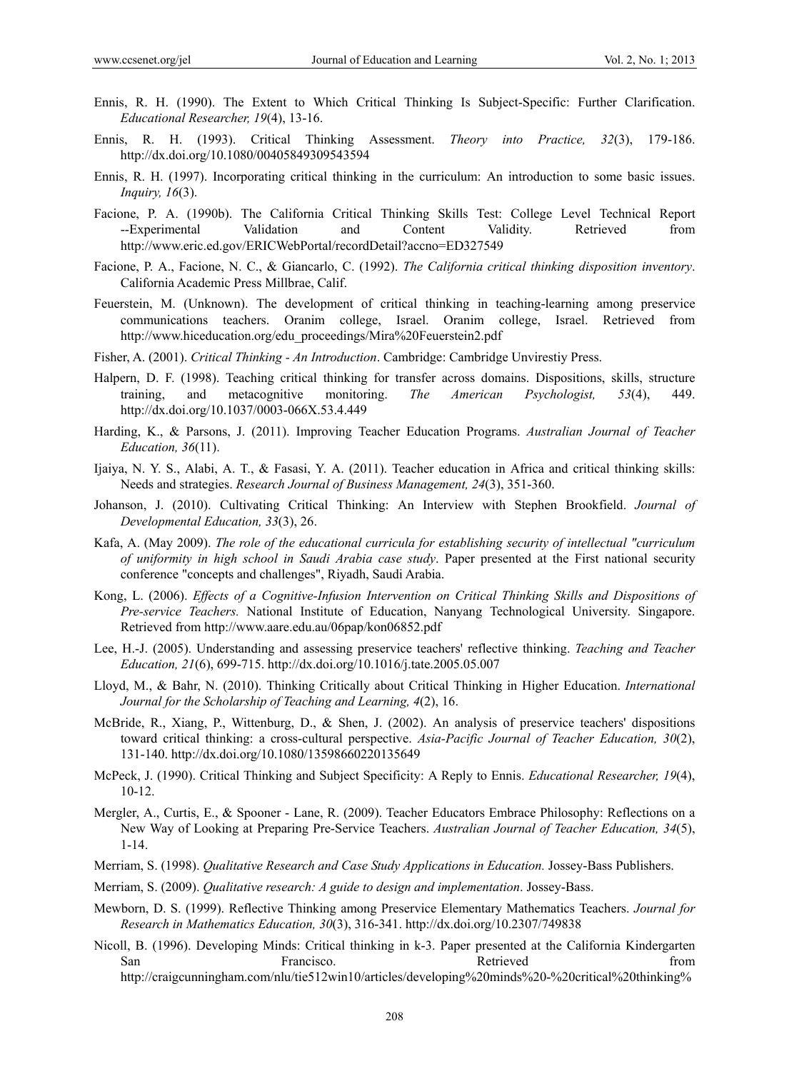Ennis, R. H. (1990). The Extent to Which Critical Thinking Is Subject-Specific: Further Clarification. *Educational Researcher, 19*(4), 13-16.

Ennis, R. H. (1993). Critical Thinking Assessment. *Theory into Practice, 32*(3), 179-186. http://dx.doi.org/10.1080/00405849309543594

Ennis, R. H. (1997). Incorporating critical thinking in the curriculum: An introduction to some basic issues. *Inquiry, 16*(3).

Facione, P. A. (1990b). The California Critical Thinking Skills Test: College Level Technical Report --Experimental Validation and Content Validity. Retrieved from http://www.eric.ed.gov/ERICWebPortal/recordDetail?accno=ED327549

Facione, P. A., Facione, N. C., & Giancarlo, C. (1992). *The California critical thinking disposition inventory*. California Academic Press Millbrae, Calif.

Feuerstein, M. (Unknown). The development of critical thinking in teaching-learning among preservice communications teachers. Oranim college, Israel. Oranim college, Israel. Retrieved from http://www.hiceducation.org/edu_proceedings/Mira%20Feuerstein2.pdf

Fisher, A. (2001). *Critical Thinking - An Introduction*. Cambridge: Cambridge Unvirestiy Press.

Halpern, D. F. (1998). Teaching critical thinking for transfer across domains. Dispositions, skills, structure training, and metacognitive monitoring. *The American Psychologist, 53*(4), 449. http://dx.doi.org/10.1037/0003-066X.53.4.449

Harding, K., & Parsons, J. (2011). Improving Teacher Education Programs. *Australian Journal of Teacher Education, 36*(11).

Ijaiya, N. Y. S., Alabi, A. T., & Fasasi, Y. A. (2011). Teacher education in Africa and critical thinking skills: Needs and strategies. *Research Journal of Business Management, 24*(3), 351-360.

Johanson, J. (2010). Cultivating Critical Thinking: An Interview with Stephen Brookfield. *Journal of Developmental Education, 33*(3), 26.

Kafa, A. (May 2009). *The role of the educational curricula for establishing security of intellectual "curriculum of uniformity in high school in Saudi Arabia case study*. Paper presented at the First national security conference "concepts and challenges", Riyadh, Saudi Arabia.

Kong, L. (2006). *Effects of a Cognitive-Infusion Intervention on Critical Thinking Skills and Dispositions of Pre-service Teachers.* National Institute of Education, Nanyang Technological University. Singapore. Retrieved from http://www.aare.edu.au/06pap/kon06852.pdf

Lee, H.-J. (2005). Understanding and assessing preservice teachers' reflective thinking. *Teaching and Teacher Education, 21*(6), 699-715. http://dx.doi.org/10.1016/j.tate.2005.05.007

Lloyd, M., & Bahr, N. (2010). Thinking Critically about Critical Thinking in Higher Education. *International Journal for the Scholarship of Teaching and Learning, 4*(2), 16.

McBride, R., Xiang, P., Wittenburg, D., & Shen, J. (2002). An analysis of preservice teachers' dispositions toward critical thinking: a cross-cultural perspective. *Asia-Pacific Journal of Teacher Education, 30*(2), 131-140. http://dx.doi.org/10.1080/13598660220135649

McPeck, J. (1990). Critical Thinking and Subject Specificity: A Reply to Ennis. *Educational Researcher, 19*(4), 10-12.

Mergler, A., Curtis, E., & Spooner - Lane, R. (2009). Teacher Educators Embrace Philosophy: Reflections on a New Way of Looking at Preparing Pre-Service Teachers. *Australian Journal of Teacher Education, 34*(5), 1-14.

Merriam, S. (1998). *Qualitative Research and Case Study Applications in Education.* Jossey-Bass Publishers.

Merriam, S. (2009). *Qualitative research: A guide to design and implementation*. Jossey-Bass.

Mewborn, D. S. (1999). Reflective Thinking among Preservice Elementary Mathematics Teachers. *Journal for Research in Mathematics Education, 30*(3), 316-341. http://dx.doi.org/10.2307/749838

Nicoll, B. (1996). Developing Minds: Critical thinking in k-3. Paper presented at the California Kindergarten San Francisco. Retrieved from http://craigcunningham.com/nlu/tie512win10/articles/developing%20minds%20-%20critical%20thinking%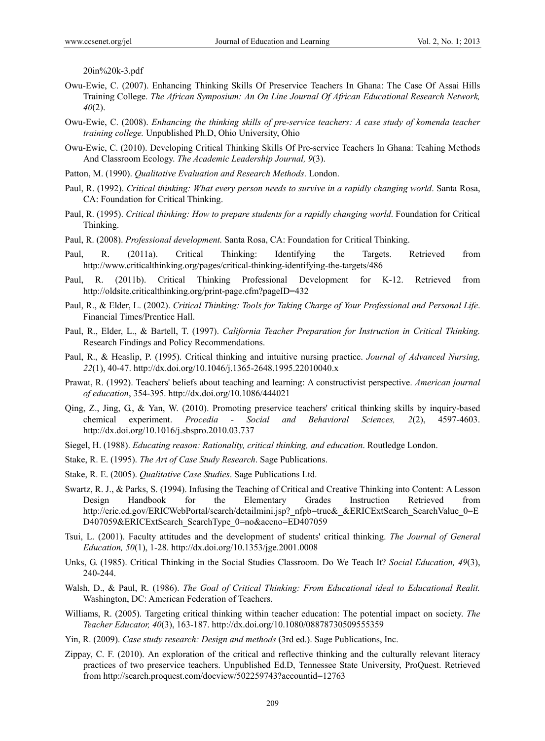20in%20k-3.pdf

Owu-Ewie, C. (2007). Enhancing Thinking Skills Of Preservice Teachers In Ghana: The Case Of Assai Hills Training College. *The African Symposium: An On Line Journal Of African Educational Research Network, 40*(2).

Owu-Ewie, C. (2008). *Enhancing the thinking skills of pre-service teachers: A case study of komenda teacher training college.* Unpublished Ph.D, Ohio University, Ohio

Owu-Ewie, C. (2010). Developing Critical Thinking Skills Of Pre-service Teachers In Ghana: Teahing Methods And Classroom Ecology. *The Academic Leadership Journal, 9*(3).

Patton, M. (1990). *Qualitative Evaluation and Research Methods*. London.

Paul, R. (1992). *Critical thinking: What every person needs to survive in a rapidly changing world*. Santa Rosa, CA: Foundation for Critical Thinking.

Paul, R. (1995). *Critical thinking: How to prepare students for a rapidly changing world*. Foundation for Critical Thinking.

Paul, R. (2008). *Professional development.* Santa Rosa, CA: Foundation for Critical Thinking.

Paul, R. (2011a). Critical Thinking: Identifying the Targets. Retrieved from http://www.criticalthinking.org/pages/critical-thinking-identifying-the-targets/486

Paul, R. (2011b). Critical Thinking Professional Development for K-12. Retrieved from http://oldsite.criticalthinking.org/print-page.cfm?pageID=432

Paul, R., & Elder, L. (2002). *Critical Thinking: Tools for Taking Charge of Your Professional and Personal Life*. Financial Times/Prentice Hall.

Paul, R., Elder, L., & Bartell, T. (1997). *California Teacher Preparation for Instruction in Critical Thinking.* Research Findings and Policy Recommendations.

Paul, R., & Heaslip, P. (1995). Critical thinking and intuitive nursing practice. *Journal of Advanced Nursing, 22*(1), 40-47. http://dx.doi.org/10.1046/j.1365-2648.1995.22010040.x

Prawat, R. (1992). Teachers' beliefs about teaching and learning: A constructivist perspective. *American journal of education*, 354-395. http://dx.doi.org/10.1086/444021

Qing, Z., Jing, G., & Yan, W. (2010). Promoting preservice teachers' critical thinking skills by inquiry-based chemical experiment. *Procedia - Social and Behavioral Sciences, 2*(2), 4597-4603. http://dx.doi.org/10.1016/j.sbspro.2010.03.737

Siegel, H. (1988). *Educating reason: Rationality, critical thinking, and education*. Routledge London.

Stake, R. E. (1995). *The Art of Case Study Research*. Sage Publications.

Stake, R. E. (2005). *Qualitative Case Studies*. Sage Publications Ltd.

Swartz, R. J., & Parks, S. (1994). Infusing the Teaching of Critical and Creative Thinking into Content: A Lesson Design Handbook for the Elementary Grades Instruction Retrieved from http://eric.ed.gov/ERICWebPortal/search/detailmini.jsp?_nfpb=true&_&ERICExtSearch_SearchValue_0=ED407059&ERICExtSearch_SearchType_0=no&accno=ED407059

Tsui, L. (2001). Faculty attitudes and the development of students' critical thinking. *The Journal of General Education, 50*(1), 1-28. http://dx.doi.org/10.1353/jge.2001.0008

Unks, G. (1985). Critical Thinking in the Social Studies Classroom. Do We Teach It? *Social Education, 49*(3), 240-244.

Walsh, D., & Paul, R. (1986). *The Goal of Critical Thinking: From Educational ideal to Educational Realit.* Washington, DC: American Federation of Teachers.

Williams, R. (2005). Targeting critical thinking within teacher education: The potential impact on society. *The Teacher Educator, 40*(3), 163-187. http://dx.doi.org/10.1080/08878730509555359

Yin, R. (2009). *Case study research: Design and methods* (3rd ed.). Sage Publications, Inc.

Zippay, C. F. (2010). An exploration of the critical and reflective thinking and the culturally relevant literacy practices of two preservice teachers. Unpublished Ed.D, Tennessee State University, ProQuest. Retrieved from http://search.proquest.com/docview/502259743?accountid=12763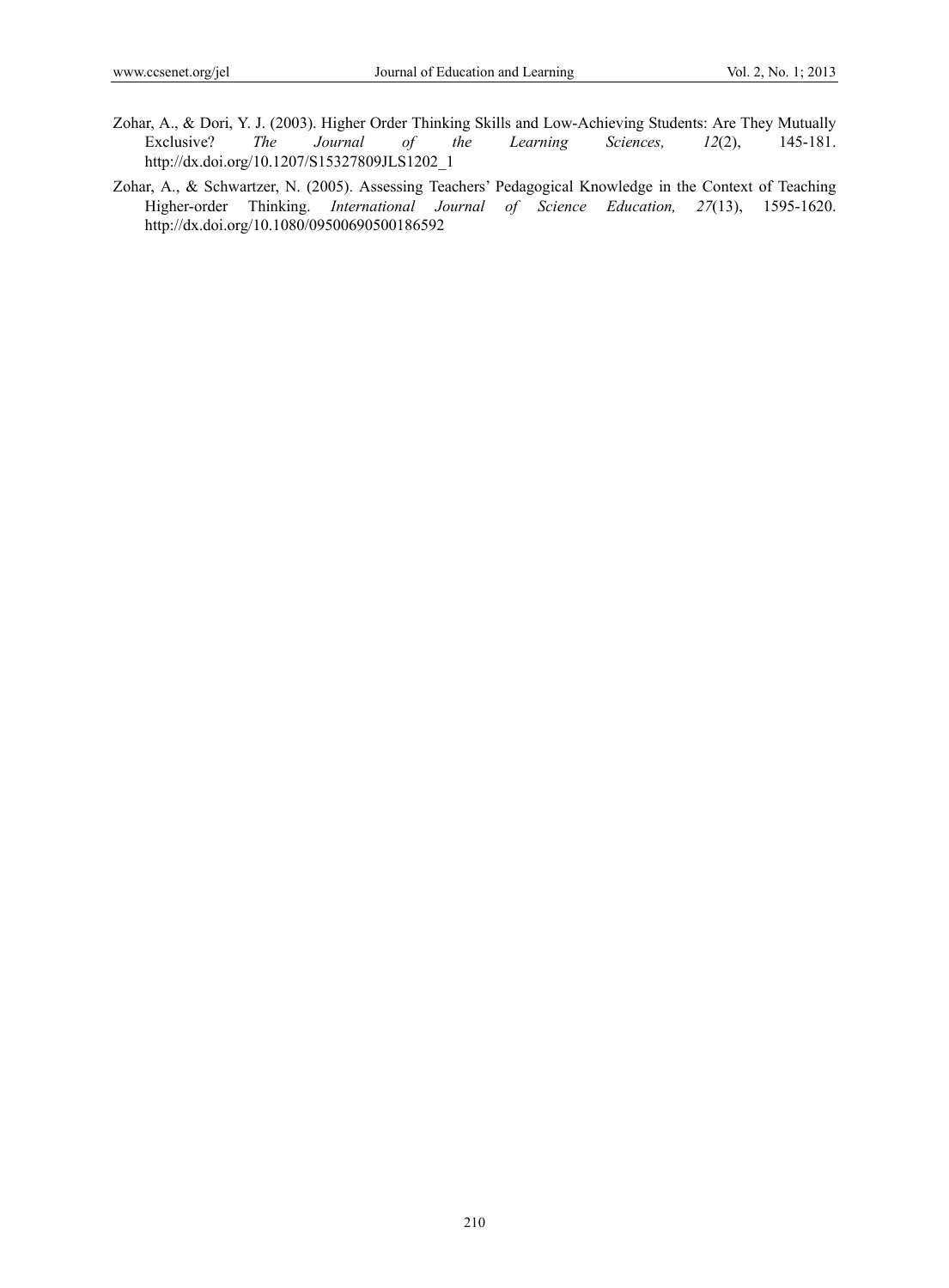Zohar, A., & Dori, Y. J. (2003). Higher Order Thinking Skills and Low-Achieving Students: Are They Mutually Exclusive? *The Journal of the Learning Sciences, 12*(2), 145-181. http://dx.doi.org/10.1207/S15327809JLS1202_1

Zohar, A., & Schwartzer, N. (2005). Assessing Teachers' Pedagogical Knowledge in the Context of Teaching Higher-order Thinking. *International Journal of Science Education, 27*(13), 1595-1620. http://dx.doi.org/10.1080/09500690500186592